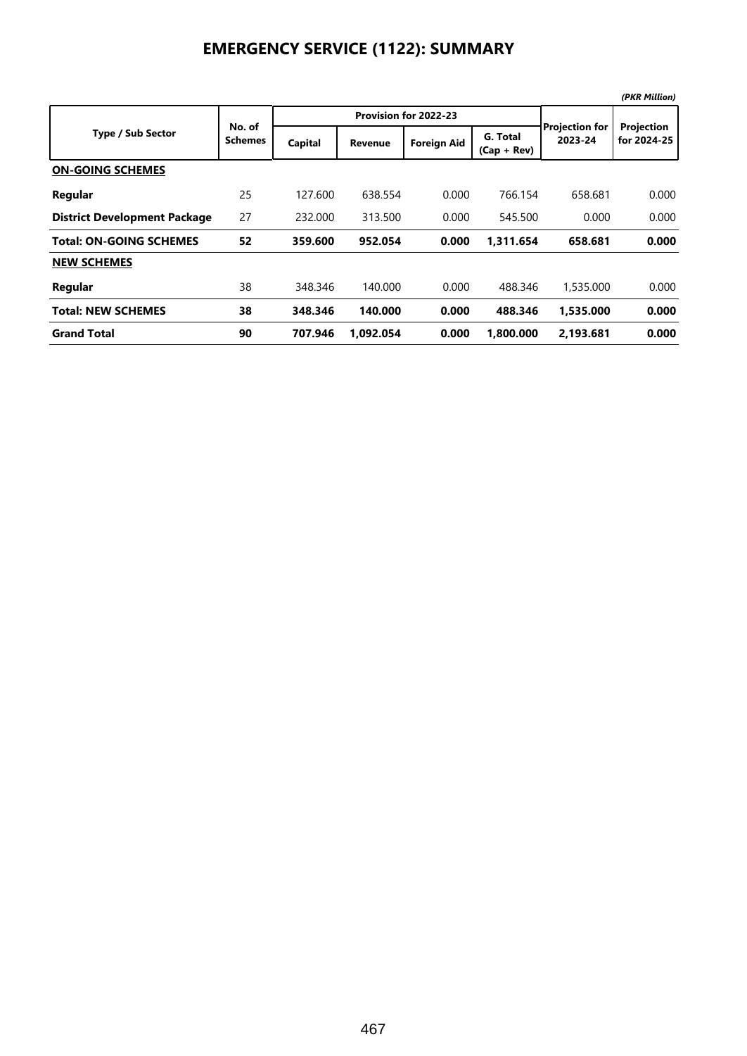# EMERGENCY SERVICE (1122): SUMMARY

*(PKR Million)*

| Type / Sub Sector | No. of Schemes | Provision for 2022-23 | | | | Projection for 2023-24 | Projection for 2024-25 |
|---|---|---|---|---|---|---|---|
| | | Capital | Revenue | Foreign Aid | G. Total (Cap + Rev) | | |
| **ON-GOING SCHEMES** | | | | | | | |
| **Regular** | 25 | 127.600 | 638.554 | 0.000 | 766.154 | 658.681 | 0.000 |
| **District Development Package** | 27 | 232.000 | 313.500 | 0.000 | 545.500 | 0.000 | 0.000 |
| **Total: ON-GOING SCHEMES** | **52** | **359.600** | **952.054** | **0.000** | **1,311.654** | **658.681** | **0.000** |
| **NEW SCHEMES** | | | | | | | |
| **Regular** | 38 | 348.346 | 140.000 | 0.000 | 488.346 | 1,535.000 | 0.000 |
| **Total: NEW SCHEMES** | **38** | **348.346** | **140.000** | **0.000** | **488.346** | **1,535.000** | **0.000** |
| **Grand Total** | **90** | **707.946** | **1,092.054** | **0.000** | **1,800.000** | **2,193.681** | **0.000** |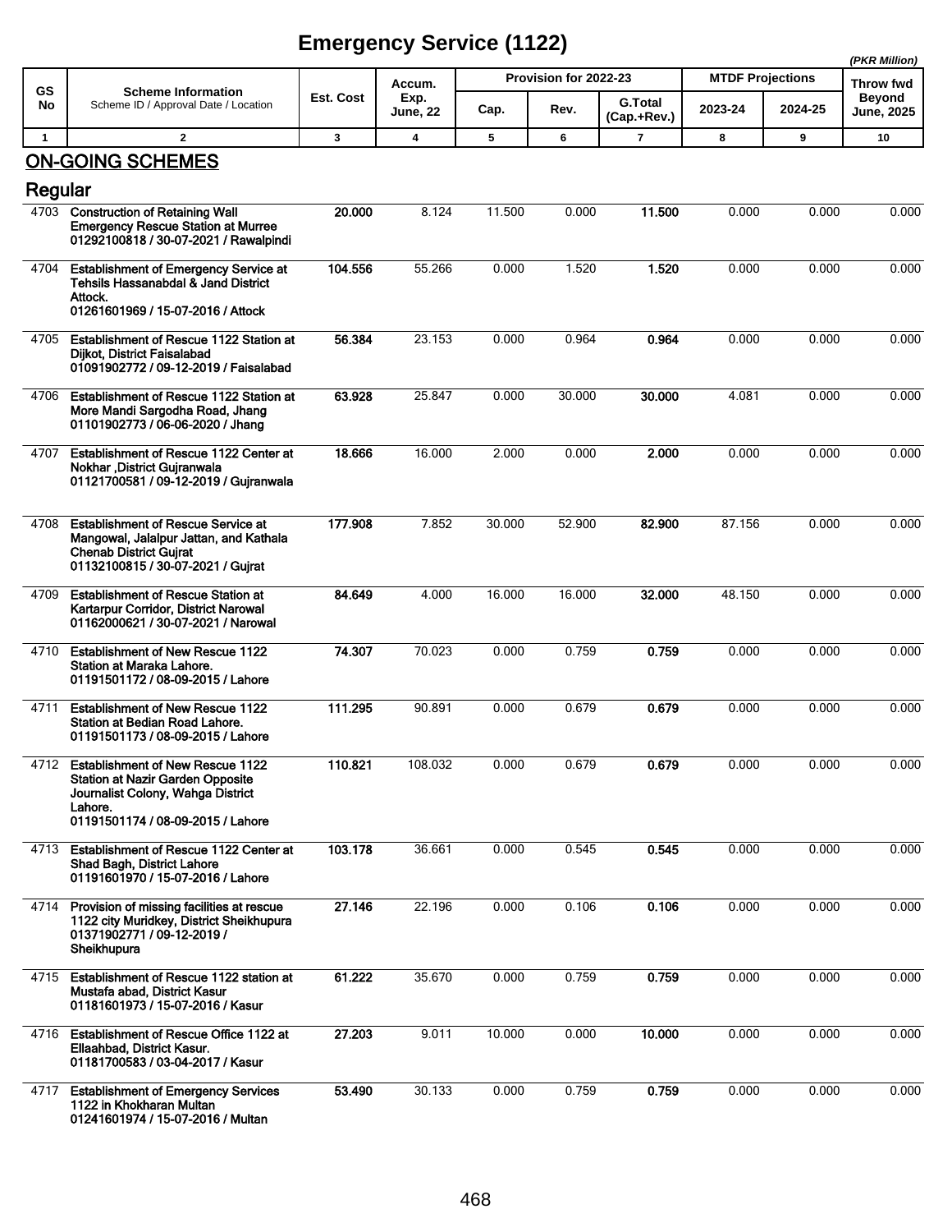# Emergency Service (1122)

*(PKR Million)*

| GS No | Scheme Information<br>Scheme ID / Approval Date / Location | Est. Cost | Accum. Exp. June, 22 | Provision for 2022-23 | | | MTDF Projections | | Throw fwd Beyond June, 2025 |
|---|---|---|---|---|---|---|---|---|---|
| | | | | Cap. | Rev. | G.Total (Cap.+Rev.) | 2023-24 | 2024-25 | |
| 1 | 2 | 3 | 4 | 5 | 6 | 7 | 8 | 9 | 10 |

## ON-GOING SCHEMES

### Regular

| GS No | Scheme Information | Est. Cost | Accum. Exp. June, 22 | Cap. | Rev. | G.Total (Cap.+Rev.) | 2023-24 | 2024-25 | Throw fwd Beyond June, 2025 |
|---|---|---|---|---|---|---|---|---|---|
| 4703 | **Construction of Retaining Wall Emergency Rescue Station at Murree**<br>01292100818 / 30-07-2021 / Rawalpindi | **20.000** | 8.124 | 11.500 | 0.000 | **11.500** | 0.000 | 0.000 | 0.000 |
| 4704 | **Establishment of Emergency Service at Tehsils Hassanabdal & Jand District Attock.**<br>01261601969 / 15-07-2016 / Attock | **104.556** | 55.266 | 0.000 | 1.520 | **1.520** | 0.000 | 0.000 | 0.000 |
| 4705 | **Establishment of Rescue 1122 Station at Dijkot, District Faisalabad**<br>01091902772 / 09-12-2019 / Faisalabad | **56.384** | 23.153 | 0.000 | 0.964 | **0.964** | 0.000 | 0.000 | 0.000 |
| 4706 | **Establishment of Rescue 1122 Station at More Mandi Sargodha Road, Jhang**<br>01101902773 / 06-06-2020 / Jhang | **63.928** | 25.847 | 0.000 | 30.000 | **30.000** | 4.081 | 0.000 | 0.000 |
| 4707 | **Establishment of Rescue 1122 Center at Nokhar ,District Gujranwala**<br>01121700581 / 09-12-2019 / Gujranwala | **18.666** | 16.000 | 2.000 | 0.000 | **2.000** | 0.000 | 0.000 | 0.000 |
| 4708 | **Establishment of Rescue Service at Mangowal, Jalalpur Jattan, and Kathala Chenab District Gujrat**<br>01132100815 / 30-07-2021 / Gujrat | **177.908** | 7.852 | 30.000 | 52.900 | **82.900** | 87.156 | 0.000 | 0.000 |
| 4709 | **Establishment of Rescue Station at Kartarpur Corridor, District Narowal**<br>01162000621 / 30-07-2021 / Narowal | **84.649** | 4.000 | 16.000 | 16.000 | **32.000** | 48.150 | 0.000 | 0.000 |
| 4710 | **Establishment of New Rescue 1122 Station at Maraka Lahore.**<br>01191501172 / 08-09-2015 / Lahore | **74.307** | 70.023 | 0.000 | 0.759 | **0.759** | 0.000 | 0.000 | 0.000 |
| 4711 | **Establishment of New Rescue 1122 Station at Bedian Road Lahore.**<br>01191501173 / 08-09-2015 / Lahore | **111.295** | 90.891 | 0.000 | 0.679 | **0.679** | 0.000 | 0.000 | 0.000 |
| 4712 | **Establishment of New Rescue 1122 Station at Nazir Garden Opposite Journalist Colony, Wahga District Lahore.**<br>01191501174 / 08-09-2015 / Lahore | **110.821** | 108.032 | 0.000 | 0.679 | **0.679** | 0.000 | 0.000 | 0.000 |
| 4713 | **Establishment of Rescue 1122 Center at Shad Bagh, District Lahore**<br>01191601970 / 15-07-2016 / Lahore | **103.178** | 36.661 | 0.000 | 0.545 | **0.545** | 0.000 | 0.000 | 0.000 |
| 4714 | **Provision of missing facilities at rescue 1122 city Muridkey, District Sheikhupura**<br>01371902771 / 09-12-2019 / Sheikhupura | **27.146** | 22.196 | 0.000 | 0.106 | **0.106** | 0.000 | 0.000 | 0.000 |
| 4715 | **Establishment of Rescue 1122 station at Mustafa abad, District Kasur**<br>01181601973 / 15-07-2016 / Kasur | **61.222** | 35.670 | 0.000 | 0.759 | **0.759** | 0.000 | 0.000 | 0.000 |
| 4716 | **Establishment of Rescue Office 1122 at Ellaahbad, District Kasur.**<br>01181700583 / 03-04-2017 / Kasur | **27.203** | 9.011 | 10.000 | 0.000 | **10.000** | 0.000 | 0.000 | 0.000 |
| 4717 | **Establishment of Emergency Services 1122 in Khokharan Multan**<br>01241601974 / 15-07-2016 / Multan | **53.490** | 30.133 | 0.000 | 0.759 | **0.759** | 0.000 | 0.000 | 0.000 |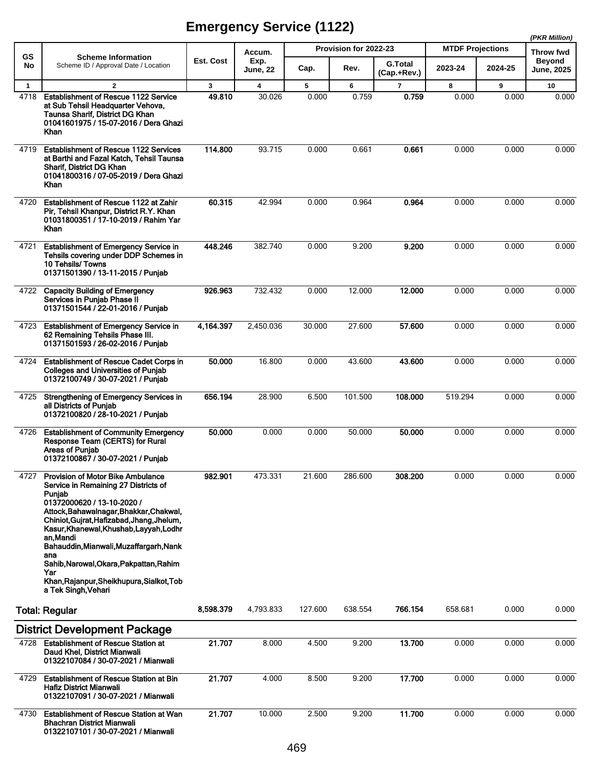# Emergency Service (1122)

*(PKR Million)*

| GS No | Scheme Information<br>Scheme ID / Approval Date / Location | Est. Cost | Accum. Exp. June, 22 | Provision for 2022-23 | | | MTDF Projections | | Throw fwd Beyond June, 2025 |
|---|---|---|---|---|---|---|---|---|---|
| | | | | Cap. | Rev. | G.Total (Cap.+Rev.) | 2023-24 | 2024-25 | |
| 1 | 2 | 3 | 4 | 5 | 6 | 7 | 8 | 9 | 10 |
| 4718 | **Establishment of Rescue 1122 Service at Sub Tehsil Headquarter Vehova, Taunsa Sharif, District DG Khan**<br>**01041601975 / 15-07-2016 / Dera Ghazi Khan** | **49.810** | 30.026 | 0.000 | 0.759 | **0.759** | 0.000 | 0.000 | 0.000 |
| 4719 | **Establishment of Rescue 1122 Services at Barthi and Fazal Katch, Tehsil Taunsa Sharif, District DG Khan**<br>**01041800316 / 07-05-2019 / Dera Ghazi Khan** | **114.800** | 93.715 | 0.000 | 0.661 | **0.661** | 0.000 | 0.000 | 0.000 |
| 4720 | **Establishment of Rescue 1122 at Zahir Pir, Tehsil Khanpur, District R.Y. Khan**<br>**01031800351 / 17-10-2019 / Rahim Yar Khan** | **60.315** | 42.994 | 0.000 | 0.964 | **0.964** | 0.000 | 0.000 | 0.000 |
| 4721 | **Establishment of Emergency Service in Tehsils covering under DDP Schemes in 10 Tehsils/ Towns**<br>**01371501390 / 13-11-2015 / Punjab** | **448.246** | 382.740 | 0.000 | 9.200 | **9.200** | 0.000 | 0.000 | 0.000 |
| 4722 | **Capacity Building of Emergency Services in Punjab Phase II**<br>**01371501544 / 22-01-2016 / Punjab** | **926.963** | 732.432 | 0.000 | 12.000 | **12.000** | 0.000 | 0.000 | 0.000 |
| 4723 | **Establishment of Emergency Service in 62 Remaining Tehsils Phase III.**<br>**01371501593 / 26-02-2016 / Punjab** | **4,164.397** | 2,450.036 | 30.000 | 27.600 | **57.600** | 0.000 | 0.000 | 0.000 |
| 4724 | **Establishment of Rescue Cadet Corps in Colleges and Universities of Punjab**<br>**01372100749 / 30-07-2021 / Punjab** | **50.000** | 16.800 | 0.000 | 43.600 | **43.600** | 0.000 | 0.000 | 0.000 |
| 4725 | **Strengthening of Emergency Services in all Districts of Punjab**<br>**01372100820 / 28-10-2021 / Punjab** | **656.194** | 28.900 | 6.500 | 101.500 | **108.000** | 519.294 | 0.000 | 0.000 |
| 4726 | **Establishment of Community Emergency Response Team (CERTS) for Rural Areas of Punjab**<br>**01372100867 / 30-07-2021 / Punjab** | **50.000** | 0.000 | 0.000 | 50.000 | **50.000** | 0.000 | 0.000 | 0.000 |
| 4727 | **Provision of Motor Bike Ambulance Service in Remaining 27 Districts of Punjab**<br>**01372000620 / 13-10-2020 / Attock,Bahawalnagar,Bhakkar,Chakwal, Chiniot,Gujrat,Hafizabad,Jhang,Jhelum, Kasur,Khanewal,Khushab,Layyah,Lodhran,Mandi Bahauddin,Mianwali,Muzaffargarh,Nankana Sahib,Narowal,Okara,Pakpattan,Rahim Yar Khan,Rajanpur,Sheikhupura,Sialkot,Toba Tek Singh,Vehari** | **982.901** | 473.331 | 21.600 | 286.600 | **308.200** | 0.000 | 0.000 | 0.000 |
| | **Total: Regular** | **8,598.379** | 4,793.833 | 127.600 | 638.554 | **766.154** | 658.681 | 0.000 | 0.000 |

## District Development Package

| GS No | Scheme Information<br>Scheme ID / Approval Date / Location | Est. Cost | Accum. Exp. June, 22 | Cap. | Rev. | G.Total (Cap.+Rev.) | 2023-24 | 2024-25 | Throw fwd Beyond June, 2025 |
|---|---|---|---|---|---|---|---|---|---|
| 4728 | **Establishment of Rescue Station at Daud Khel, District Mianwali**<br>**01322107084 / 30-07-2021 / Mianwali** | **21.707** | 8.000 | 4.500 | 9.200 | **13.700** | 0.000 | 0.000 | 0.000 |
| 4729 | **Establishment of Rescue Station at Bin Hafiz District Mianwali**<br>**01322107091 / 30-07-2021 / Mianwali** | **21.707** | 4.000 | 8.500 | 9.200 | **17.700** | 0.000 | 0.000 | 0.000 |
| 4730 | **Establishment of Rescue Station at Wan Bhachran District Mianwali**<br>**01322107101 / 30-07-2021 / Mianwali** | **21.707** | 10.000 | 2.500 | 9.200 | **11.700** | 0.000 | 0.000 | 0.000 |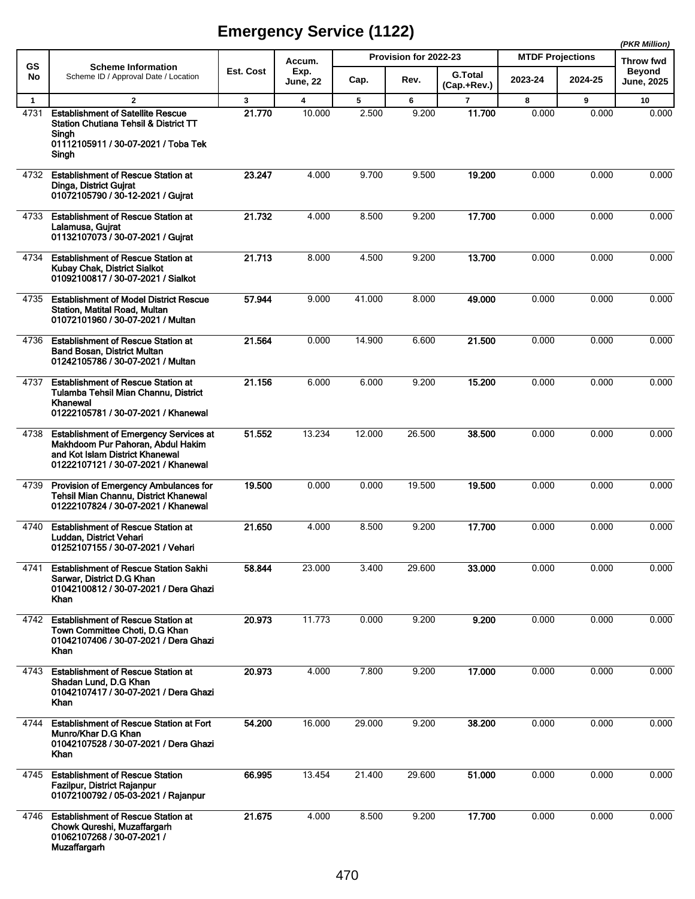# Emergency Service (1122)

*(PKR Million)*

| GS No | Scheme Information<br>Scheme ID / Approval Date / Location | Est. Cost | Accum. Exp. June, 22 | Provision for 2022-23 | | | MTDF Projections | | Throw fwd Beyond June, 2025 |
|---|---|---|---|---|---|---|---|---|---|
| | | | | Cap. | Rev. | G.Total (Cap.+Rev.) | 2023-24 | 2024-25 | |
| 1 | 2 | 3 | 4 | 5 | 6 | 7 | 8 | 9 | 10 |
| 4731 | **Establishment of Satellite Rescue Station Chutiana Tehsil & District TT Singh**<br>**01112105911 / 30-07-2021 / Toba Tek Singh** | **21.770** | 10.000 | 2.500 | 9.200 | **11.700** | 0.000 | 0.000 | 0.000 |
| 4732 | **Establishment of Rescue Station at Dinga, District Gujrat**<br>**01072105790 / 30-12-2021 / Gujrat** | **23.247** | 4.000 | 9.700 | 9.500 | **19.200** | 0.000 | 0.000 | 0.000 |
| 4733 | **Establishment of Rescue Station at Lalamusa, Gujrat**<br>**01132107073 / 30-07-2021 / Gujrat** | **21.732** | 4.000 | 8.500 | 9.200 | **17.700** | 0.000 | 0.000 | 0.000 |
| 4734 | **Establishment of Rescue Station at Kubay Chak, District Sialkot**<br>**01092100817 / 30-07-2021 / Sialkot** | **21.713** | 8.000 | 4.500 | 9.200 | **13.700** | 0.000 | 0.000 | 0.000 |
| 4735 | **Establishment of Model District Rescue Station, Matital Road, Multan**<br>**01072101960 / 30-07-2021 / Multan** | **57.944** | 9.000 | 41.000 | 8.000 | **49.000** | 0.000 | 0.000 | 0.000 |
| 4736 | **Establishment of Rescue Station at Band Bosan, District Multan**<br>**01242105786 / 30-07-2021 / Multan** | **21.564** | 0.000 | 14.900 | 6.600 | **21.500** | 0.000 | 0.000 | 0.000 |
| 4737 | **Establishment of Rescue Station at Tulamba Tehsil Mian Channu, District Khanewal**<br>**01222105781 / 30-07-2021 / Khanewal** | **21.156** | 6.000 | 6.000 | 9.200 | **15.200** | 0.000 | 0.000 | 0.000 |
| 4738 | **Establishment of Emergency Services at Makhdoom Pur Pahoran, Abdul Hakim and Kot Islam District Khanewal**<br>**01222107121 / 30-07-2021 / Khanewal** | **51.552** | 13.234 | 12.000 | 26.500 | **38.500** | 0.000 | 0.000 | 0.000 |
| 4739 | **Provision of Emergency Ambulances for Tehsil Mian Channu, District Khanewal**<br>**01222107824 / 30-07-2021 / Khanewal** | **19.500** | 0.000 | 0.000 | 19.500 | **19.500** | 0.000 | 0.000 | 0.000 |
| 4740 | **Establishment of Rescue Station at Luddan, District Vehari**<br>**01252107155 / 30-07-2021 / Vehari** | **21.650** | 4.000 | 8.500 | 9.200 | **17.700** | 0.000 | 0.000 | 0.000 |
| 4741 | **Establishment of Rescue Station Sakhi Sarwar, District D.G Khan**<br>**01042100812 / 30-07-2021 / Dera Ghazi Khan** | **58.844** | 23.000 | 3.400 | 29.600 | **33.000** | 0.000 | 0.000 | 0.000 |
| 4742 | **Establishment of Rescue Station at Town Committee Choti, D.G Khan**<br>**01042107406 / 30-07-2021 / Dera Ghazi Khan** | **20.973** | 11.773 | 0.000 | 9.200 | **9.200** | 0.000 | 0.000 | 0.000 |
| 4743 | **Establishment of Rescue Station at Shadan Lund, D.G Khan**<br>**01042107417 / 30-07-2021 / Dera Ghazi Khan** | **20.973** | 4.000 | 7.800 | 9.200 | **17.000** | 0.000 | 0.000 | 0.000 |
| 4744 | **Establishment of Rescue Station at Fort Munro/Khar D.G Khan**<br>**01042107528 / 30-07-2021 / Dera Ghazi Khan** | **54.200** | 16.000 | 29.000 | 9.200 | **38.200** | 0.000 | 0.000 | 0.000 |
| 4745 | **Establishment of Rescue Station Fazilpur, District Rajanpur**<br>**01072100792 / 05-03-2021 / Rajanpur** | **66.995** | 13.454 | 21.400 | 29.600 | **51.000** | 0.000 | 0.000 | 0.000 |
| 4746 | **Establishment of Rescue Station at Chowk Qureshi, Muzaffargarh**<br>**01062107268 / 30-07-2021 / Muzaffargarh** | **21.675** | 4.000 | 8.500 | 9.200 | **17.700** | 0.000 | 0.000 | 0.000 |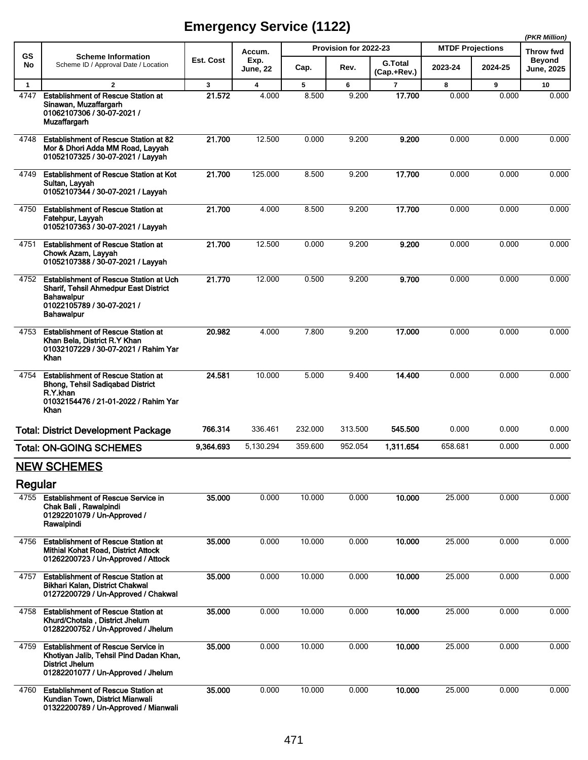# Emergency Service (1122)

*(PKR Million)*

| GS No | Scheme Information<br>Scheme ID / Approval Date / Location | Est. Cost | Accum. Exp. June, 22 | Provision for 2022-23 | | | MTDF Projections | | Throw fwd Beyond June, 2025 |
|---|---|---|---|---|---|---|---|---|---|
| | | | | Cap. | Rev. | G.Total (Cap.+Rev.) | 2023-24 | 2024-25 | |
| 1 | 2 | 3 | 4 | 5 | 6 | 7 | 8 | 9 | 10 |
| 4747 | **Establishment of Rescue Station at Sinawan, Muzaffargarh 01062107306 / 30-07-2021 / Muzaffargarh** | **21.572** | 4.000 | 8.500 | 9.200 | **17.700** | 0.000 | 0.000 | 0.000 |
| 4748 | **Establishment of Rescue Station at 82 Mor & Dhori Adda MM Road, Layyah 01052107325 / 30-07-2021 / Layyah** | **21.700** | 12.500 | 0.000 | 9.200 | **9.200** | 0.000 | 0.000 | 0.000 |
| 4749 | **Establishment of Rescue Station at Kot Sultan, Layyah 01052107344 / 30-07-2021 / Layyah** | **21.700** | 125.000 | 8.500 | 9.200 | **17.700** | 0.000 | 0.000 | 0.000 |
| 4750 | **Establishment of Rescue Station at Fatehpur, Layyah 01052107363 / 30-07-2021 / Layyah** | **21.700** | 4.000 | 8.500 | 9.200 | **17.700** | 0.000 | 0.000 | 0.000 |
| 4751 | **Establishment of Rescue Station at Chowk Azam, Layyah 01052107388 / 30-07-2021 / Layyah** | **21.700** | 12.500 | 0.000 | 9.200 | **9.200** | 0.000 | 0.000 | 0.000 |
| 4752 | **Establishment of Rescue Station at Uch Sharif, Tehsil Ahmedpur East District Bahawalpur 01022105789 / 30-07-2021 / Bahawalpur** | **21.770** | 12.000 | 0.500 | 9.200 | **9.700** | 0.000 | 0.000 | 0.000 |
| 4753 | **Establishment of Rescue Station at Khan Bela, District R.Y Khan 01032107229 / 30-07-2021 / Rahim Yar Khan** | **20.982** | 4.000 | 7.800 | 9.200 | **17.000** | 0.000 | 0.000 | 0.000 |
| 4754 | **Establishment of Rescue Station at Bhong, Tehsil Sadiqabad District R.Y.khan 01032154476 / 21-01-2022 / Rahim Yar Khan** | **24.581** | 10.000 | 5.000 | 9.400 | **14.400** | 0.000 | 0.000 | 0.000 |
| | **Total: District Development Package** | **766.314** | 336.461 | 232.000 | 313.500 | **545.500** | 0.000 | 0.000 | 0.000 |
| | **Total: ON-GOING SCHEMES** | **9,364.693** | 5,130.294 | 359.600 | 952.054 | **1,311.654** | 658.681 | 0.000 | 0.000 |

## NEW SCHEMES

### Regular

| GS No | Scheme Information<br>Scheme ID / Approval Date / Location | Est. Cost | Accum. Exp. June, 22 | Cap. | Rev. | G.Total (Cap.+Rev.) | 2023-24 | 2024-25 | Throw fwd Beyond June, 2025 |
|---|---|---|---|---|---|---|---|---|---|
| 4755 | **Establishment of Rescue Service in Chak Bali , Rawalpindi 01292201079 / Un-Approved / Rawalpindi** | **35.000** | 0.000 | 10.000 | 0.000 | **10.000** | 25.000 | 0.000 | 0.000 |
| 4756 | **Establishment of Rescue Station at Mithial Kohat Road, District Attock 01262200723 / Un-Approved / Attock** | **35.000** | 0.000 | 10.000 | 0.000 | **10.000** | 25.000 | 0.000 | 0.000 |
| 4757 | **Establishment of Rescue Station at Bikhari Kalan, District Chakwal 01272200729 / Un-Approved / Chakwal** | **35.000** | 0.000 | 10.000 | 0.000 | **10.000** | 25.000 | 0.000 | 0.000 |
| 4758 | **Establishment of Rescue Station at Khurd/Chotala , District Jhelum 01282200752 / Un-Approved / Jhelum** | **35.000** | 0.000 | 10.000 | 0.000 | **10.000** | 25.000 | 0.000 | 0.000 |
| 4759 | **Establishment of Rescue Service in Khotiyan Jalib, Tehsil Pind Dadan Khan, District Jhelum 01282201077 / Un-Approved / Jhelum** | **35.000** | 0.000 | 10.000 | 0.000 | **10.000** | 25.000 | 0.000 | 0.000 |
| 4760 | **Establishment of Rescue Station at Kundian Town, District Mianwali 01322200789 / Un-Approved / Mianwali** | **35.000** | 0.000 | 10.000 | 0.000 | **10.000** | 25.000 | 0.000 | 0.000 |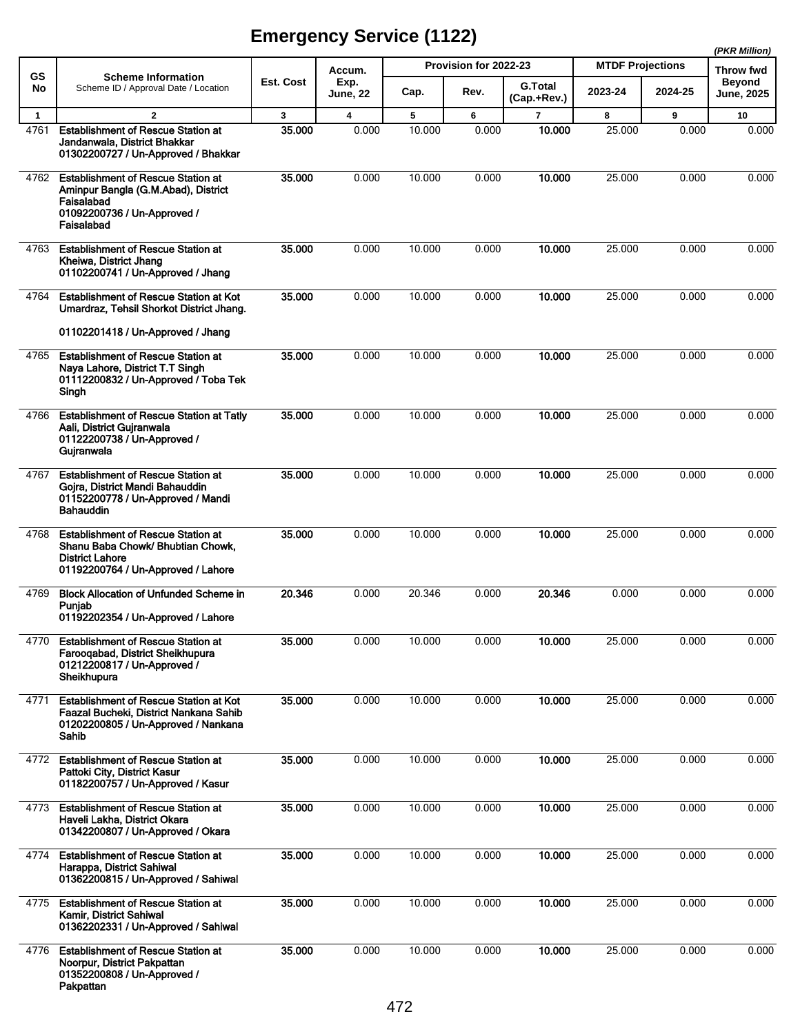# Emergency Service (1122)

*(PKR Million)*

| GS No | Scheme Information<br>Scheme ID / Approval Date / Location | Est. Cost | Accum. Exp. June, 22 | Provision for 2022-23 | | | MTDF Projections | | Throw fwd Beyond June, 2025 |
|---|---|---|---|---|---|---|---|---|---|
| | | | | Cap. | Rev. | G.Total (Cap.+Rev.) | 2023-24 | 2024-25 | |
| 1 | 2 | 3 | 4 | 5 | 6 | 7 | 8 | 9 | 10 |
| 4761 | **Establishment of Rescue Station at Jandanwala, District Bhakkar**<br>**01302200727 / Un-Approved / Bhakkar** | **35.000** | 0.000 | 10.000 | 0.000 | **10.000** | 25.000 | 0.000 | 0.000 |
| 4762 | **Establishment of Rescue Station at Aminpur Bangla (G.M.Abad), District Faisalabad**<br>**01092200736 / Un-Approved / Faisalabad** | **35.000** | 0.000 | 10.000 | 0.000 | **10.000** | 25.000 | 0.000 | 0.000 |
| 4763 | **Establishment of Rescue Station at Kheiwa, District Jhang**<br>**01102200741 / Un-Approved / Jhang** | **35.000** | 0.000 | 10.000 | 0.000 | **10.000** | 25.000 | 0.000 | 0.000 |
| 4764 | **Establishment of Rescue Station at Kot Umardraz, Tehsil Shorkot District Jhang.**<br>**01102201418 / Un-Approved / Jhang** | **35.000** | 0.000 | 10.000 | 0.000 | **10.000** | 25.000 | 0.000 | 0.000 |
| 4765 | **Establishment of Rescue Station at Naya Lahore, District T.T Singh**<br>**01112200832 / Un-Approved / Toba Tek Singh** | **35.000** | 0.000 | 10.000 | 0.000 | **10.000** | 25.000 | 0.000 | 0.000 |
| 4766 | **Establishment of Rescue Station at Tatly Aali, District Gujranwala**<br>**01122200738 / Un-Approved / Gujranwala** | **35.000** | 0.000 | 10.000 | 0.000 | **10.000** | 25.000 | 0.000 | 0.000 |
| 4767 | **Establishment of Rescue Station at Gojra, District Mandi Bahauddin**<br>**01152200778 / Un-Approved / Mandi Bahauddin** | **35.000** | 0.000 | 10.000 | 0.000 | **10.000** | 25.000 | 0.000 | 0.000 |
| 4768 | **Establishment of Rescue Station at Shanu Baba Chowk/ Bhubtian Chowk, District Lahore**<br>**01192200764 / Un-Approved / Lahore** | **35.000** | 0.000 | 10.000 | 0.000 | **10.000** | 25.000 | 0.000 | 0.000 |
| 4769 | **Block Allocation of Unfunded Scheme in Punjab**<br>**01192202354 / Un-Approved / Lahore** | **20.346** | 0.000 | 20.346 | 0.000 | **20.346** | 0.000 | 0.000 | 0.000 |
| 4770 | **Establishment of Rescue Station at Farooqabad, District Sheikhupura**<br>**01212200817 / Un-Approved / Sheikhupura** | **35.000** | 0.000 | 10.000 | 0.000 | **10.000** | 25.000 | 0.000 | 0.000 |
| 4771 | **Establishment of Rescue Station at Kot Faazal Bucheki, District Nankana Sahib**<br>**01202200805 / Un-Approved / Nankana Sahib** | **35.000** | 0.000 | 10.000 | 0.000 | **10.000** | 25.000 | 0.000 | 0.000 |
| 4772 | **Establishment of Rescue Station at Pattoki City, District Kasur**<br>**01182200757 / Un-Approved / Kasur** | **35.000** | 0.000 | 10.000 | 0.000 | **10.000** | 25.000 | 0.000 | 0.000 |
| 4773 | **Establishment of Rescue Station at Haveli Lakha, District Okara**<br>**01342200807 / Un-Approved / Okara** | **35.000** | 0.000 | 10.000 | 0.000 | **10.000** | 25.000 | 0.000 | 0.000 |
| 4774 | **Establishment of Rescue Station at Harappa, District Sahiwal**<br>**01362200815 / Un-Approved / Sahiwal** | **35.000** | 0.000 | 10.000 | 0.000 | **10.000** | 25.000 | 0.000 | 0.000 |
| 4775 | **Establishment of Rescue Station at Kamir, District Sahiwal**<br>**01362202331 / Un-Approved / Sahiwal** | **35.000** | 0.000 | 10.000 | 0.000 | **10.000** | 25.000 | 0.000 | 0.000 |
| 4776 | **Establishment of Rescue Station at Noorpur, District Pakpattan**<br>**01352200808 / Un-Approved / Pakpattan** | **35.000** | 0.000 | 10.000 | 0.000 | **10.000** | 25.000 | 0.000 | 0.000 |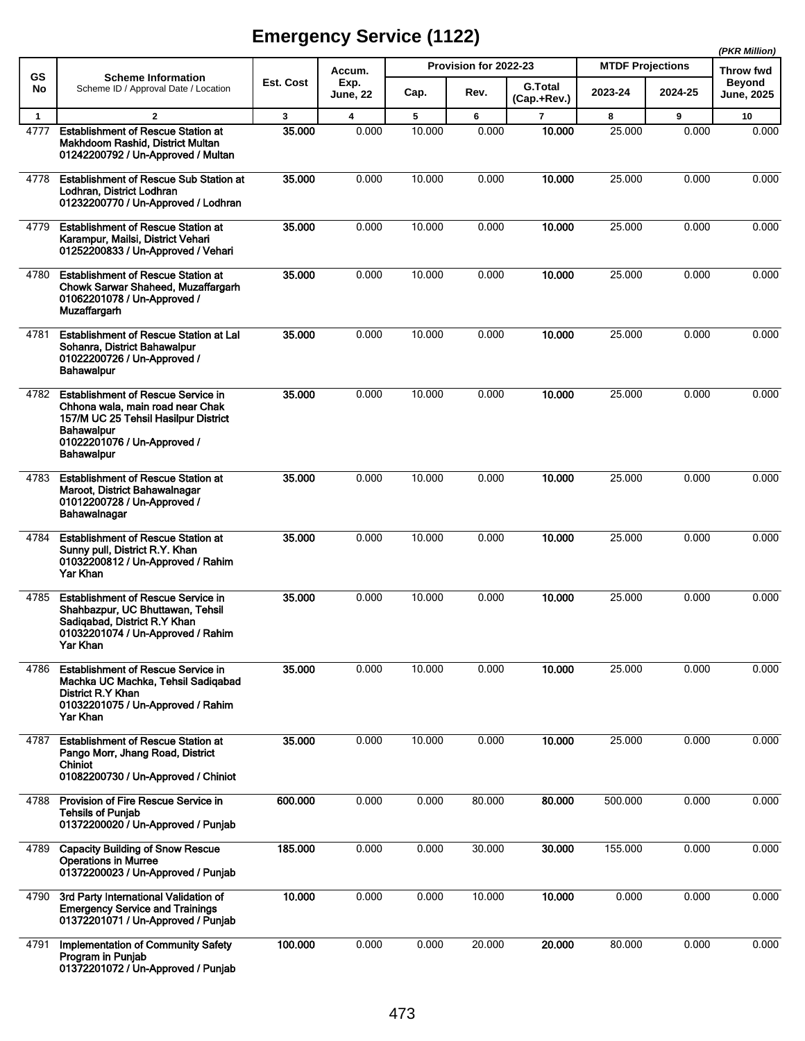# Emergency Service (1122)

*(PKR Million)*

| GS No | Scheme Information<br>Scheme ID / Approval Date / Location | Est. Cost | Accum. Exp. June, 22 | Provision for 2022-23 | | | MTDF Projections | | Throw fwd Beyond June, 2025 |
|---|---|---|---|---|---|---|---|---|---|
| | | | | Cap. | Rev. | G.Total (Cap.+Rev.) | 2023-24 | 2024-25 | |
| 1 | 2 | 3 | 4 | 5 | 6 | 7 | 8 | 9 | 10 |
| 4777 | **Establishment of Rescue Station at Makhdoom Rashid, District Multan**<br>**01242200792 / Un-Approved / Multan** | **35.000** | 0.000 | 10.000 | 0.000 | **10.000** | 25.000 | 0.000 | 0.000 |
| 4778 | **Establishment of Rescue Sub Station at Lodhran, District Lodhran**<br>**01232200770 / Un-Approved / Lodhran** | **35.000** | 0.000 | 10.000 | 0.000 | **10.000** | 25.000 | 0.000 | 0.000 |
| 4779 | **Establishment of Rescue Station at Karampur, Mailsi, District Vehari**<br>**01252200833 / Un-Approved / Vehari** | **35.000** | 0.000 | 10.000 | 0.000 | **10.000** | 25.000 | 0.000 | 0.000 |
| 4780 | **Establishment of Rescue Station at Chowk Sarwar Shaheed, Muzaffargarh**<br>**01062201078 / Un-Approved / Muzaffargarh** | **35.000** | 0.000 | 10.000 | 0.000 | **10.000** | 25.000 | 0.000 | 0.000 |
| 4781 | **Establishment of Rescue Station at Lal Sohanra, District Bahawalpur**<br>**01022200726 / Un-Approved / Bahawalpur** | **35.000** | 0.000 | 10.000 | 0.000 | **10.000** | 25.000 | 0.000 | 0.000 |
| 4782 | **Establishment of Rescue Service in Chhona wala, main road near Chak 157/M UC 25 Tehsil Hasilpur District Bahawalpur**<br>**01022201076 / Un-Approved / Bahawalpur** | **35.000** | 0.000 | 10.000 | 0.000 | **10.000** | 25.000 | 0.000 | 0.000 |
| 4783 | **Establishment of Rescue Station at Maroot, District Bahawalnagar**<br>**01012200728 / Un-Approved / Bahawalnagar** | **35.000** | 0.000 | 10.000 | 0.000 | **10.000** | 25.000 | 0.000 | 0.000 |
| 4784 | **Establishment of Rescue Station at Sunny pull, District R.Y. Khan**<br>**01032200812 / Un-Approved / Rahim Yar Khan** | **35.000** | 0.000 | 10.000 | 0.000 | **10.000** | 25.000 | 0.000 | 0.000 |
| 4785 | **Establishment of Rescue Service in Shahbazpur, UC Bhuttawan, Tehsil Sadiqabad, District R.Y Khan**<br>**01032201074 / Un-Approved / Rahim Yar Khan** | **35.000** | 0.000 | 10.000 | 0.000 | **10.000** | 25.000 | 0.000 | 0.000 |
| 4786 | **Establishment of Rescue Service in Machka UC Machka, Tehsil Sadiqabad District R.Y Khan**<br>**01032201075 / Un-Approved / Rahim Yar Khan** | **35.000** | 0.000 | 10.000 | 0.000 | **10.000** | 25.000 | 0.000 | 0.000 |
| 4787 | **Establishment of Rescue Station at Pango Morr, Jhang Road, District Chiniot**<br>**01082200730 / Un-Approved / Chiniot** | **35.000** | 0.000 | 10.000 | 0.000 | **10.000** | 25.000 | 0.000 | 0.000 |
| 4788 | **Provision of Fire Rescue Service in Tehsils of Punjab**<br>**01372200020 / Un-Approved / Punjab** | **600.000** | 0.000 | 0.000 | 80.000 | **80.000** | 500.000 | 0.000 | 0.000 |
| 4789 | **Capacity Building of Snow Rescue Operations in Murree**<br>**01372200023 / Un-Approved / Punjab** | **185.000** | 0.000 | 0.000 | 30.000 | **30.000** | 155.000 | 0.000 | 0.000 |
| 4790 | **3rd Party International Validation of Emergency Service and Trainings**<br>**01372201071 / Un-Approved / Punjab** | **10.000** | 0.000 | 0.000 | 10.000 | **10.000** | 0.000 | 0.000 | 0.000 |
| 4791 | **Implementation of Community Safety Program in Punjab**<br>**01372201072 / Un-Approved / Punjab** | **100.000** | 0.000 | 0.000 | 20.000 | **20.000** | 80.000 | 0.000 | 0.000 |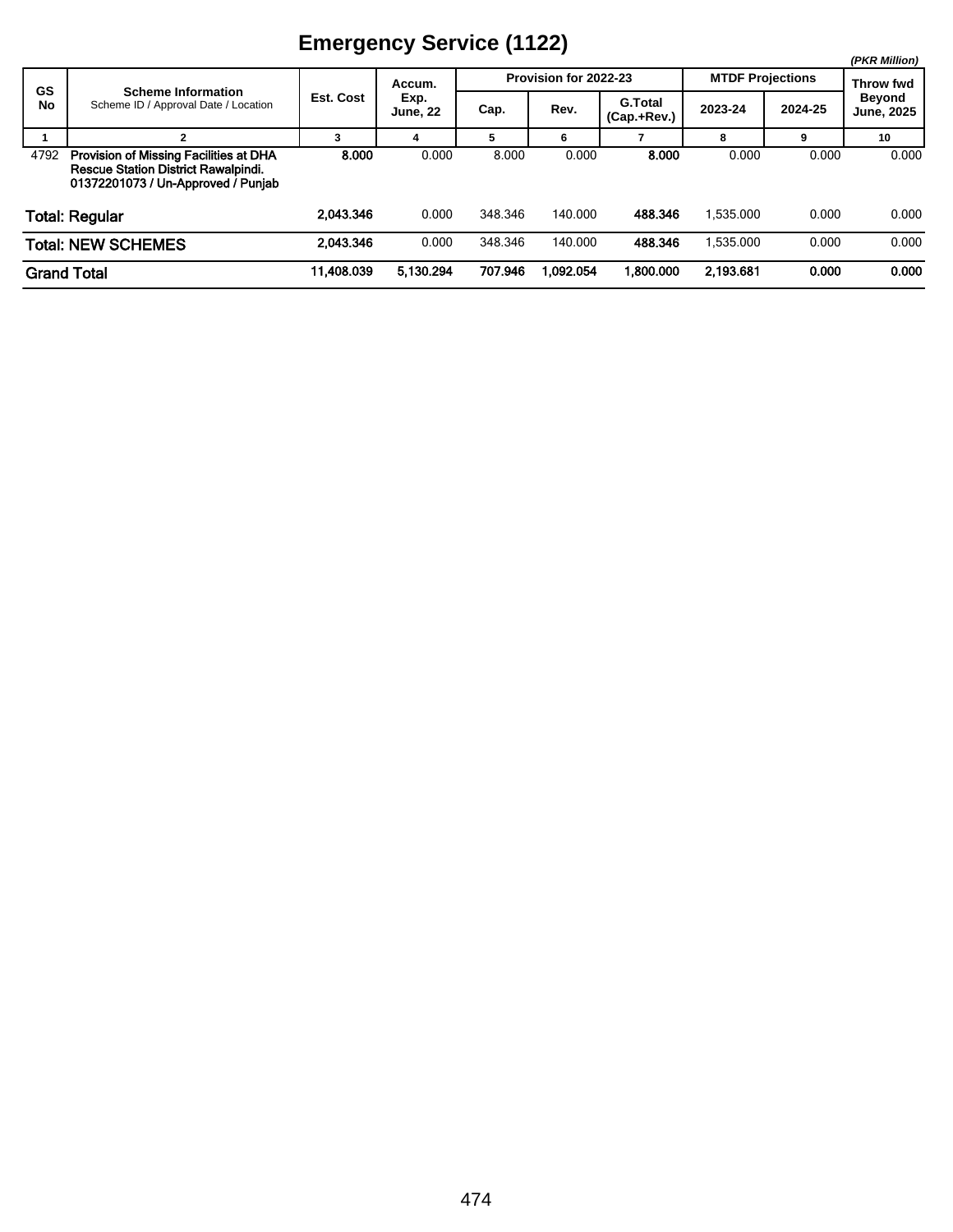# Emergency Service (1122)

*(PKR Million)*

| GS No | Scheme Information<br>Scheme ID / Approval Date / Location | Est. Cost | Accum. Exp. June, 22 | Provision for 2022-23 | | | MTDF Projections | | Throw fwd Beyond June, 2025 |
|---|---|---|---|---|---|---|---|---|---|
| | | | | Cap. | Rev. | G.Total (Cap.+Rev.) | 2023-24 | 2024-25 | |
| 1 | 2 | 3 | 4 | 5 | 6 | 7 | 8 | 9 | 10 |
| 4792 | **Provision of Missing Facilities at DHA Rescue Station District Rawalpindi.**<br>**01372201073 / Un-Approved / Punjab** | **8.000** | 0.000 | 8.000 | 0.000 | **8.000** | 0.000 | 0.000 | 0.000 |
| **Total: Regular** | | **2,043.346** | 0.000 | 348.346 | 140.000 | **488.346** | 1,535.000 | 0.000 | 0.000 |
| **Total: NEW SCHEMES** | | **2,043.346** | 0.000 | 348.346 | 140.000 | **488.346** | 1,535.000 | 0.000 | 0.000 |
| **Grand Total** | | **11,408.039** | **5,130.294** | **707.946** | **1,092.054** | **1,800.000** | **2,193.681** | **0.000** | **0.000** |